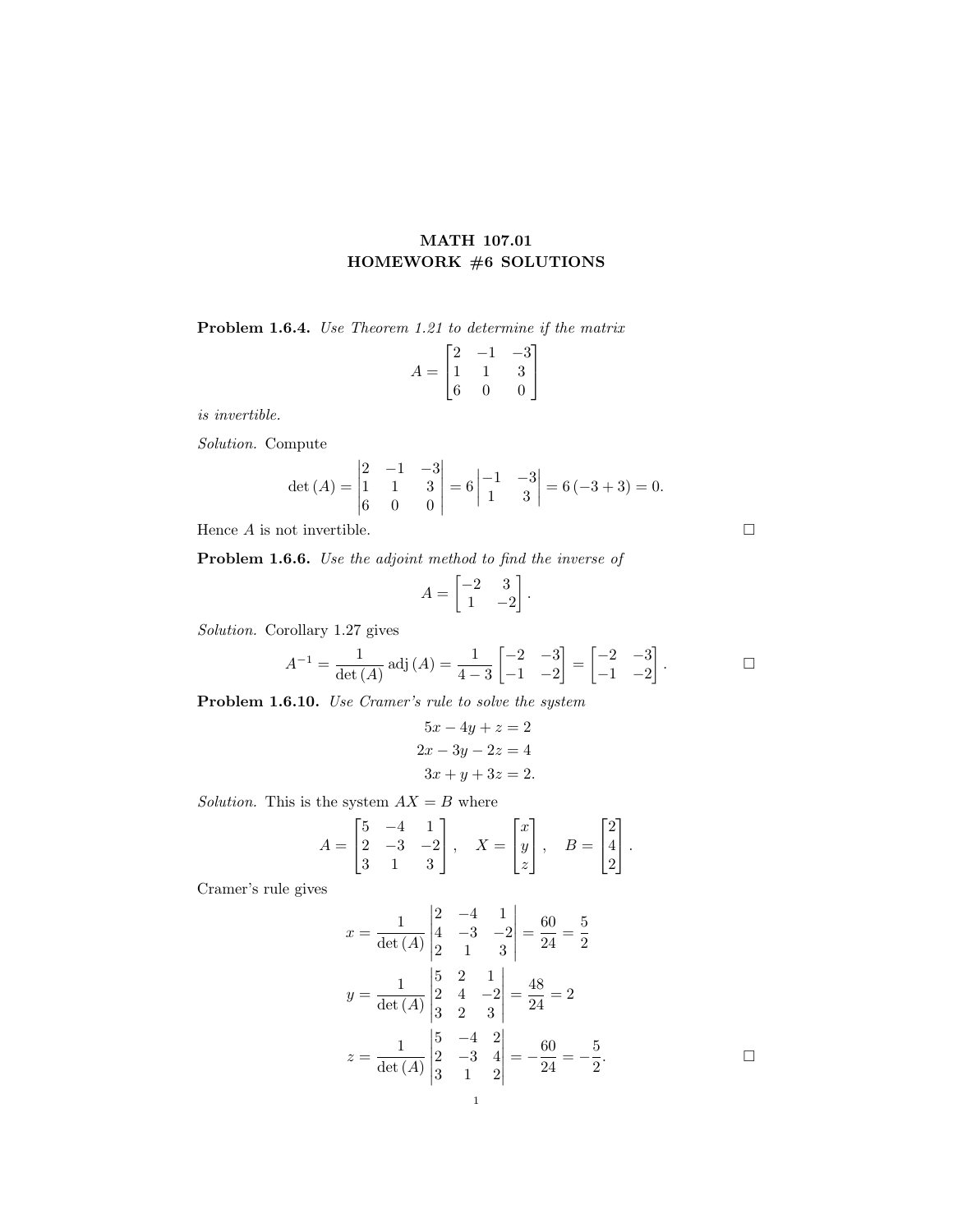# MATH 107.01
# HOMEWORK #6 SOLUTIONS

**Problem 1.6.4.** *Use Theorem 1.21 to determine if the matrix*

$$A = \begin{bmatrix} 2 & -1 & -3 \\ 1 & 1 & 3 \\ 6 & 0 & 0 \end{bmatrix}$$

*is invertible.*

*Solution.* Compute

$$\det(A) = \begin{vmatrix} 2 & -1 & -3 \\ 1 & 1 & 3 \\ 6 & 0 & 0 \end{vmatrix} = 6 \begin{vmatrix} -1 & -3 \\ 1 & 3 \end{vmatrix} = 6\,(-3+3) = 0.$$

Hence $A$ is not invertible. □

**Problem 1.6.6.** *Use the adjoint method to find the inverse of*

$$A = \begin{bmatrix} -2 & 3 \\ 1 & -2 \end{bmatrix}.$$

*Solution.* Corollary 1.27 gives

$$A^{-1} = \frac{1}{\det(A)} \operatorname{adj}(A) = \frac{1}{4-3} \begin{bmatrix} -2 & -3 \\ -1 & -2 \end{bmatrix} = \begin{bmatrix} -2 & -3 \\ -1 & -2 \end{bmatrix}.$$ □

**Problem 1.6.10.** *Use Cramer's rule to solve the system*

$$\begin{aligned} 5x - 4y + z &= 2 \\ 2x - 3y - 2z &= 4 \\ 3x + y + 3z &= 2. \end{aligned}$$

*Solution.* This is the system $AX = B$ where

$$A = \begin{bmatrix} 5 & -4 & 1 \\ 2 & -3 & -2 \\ 3 & 1 & 3 \end{bmatrix}, \quad X = \begin{bmatrix} x \\ y \\ z \end{bmatrix}, \quad B = \begin{bmatrix} 2 \\ 4 \\ 2 \end{bmatrix}.$$

Cramer's rule gives

$$x = \frac{1}{\det(A)} \begin{vmatrix} 2 & -4 & 1 \\ 4 & -3 & -2 \\ 2 & 1 & 3 \end{vmatrix} = \frac{60}{24} = \frac{5}{2}$$

$$y = \frac{1}{\det(A)} \begin{vmatrix} 5 & 2 & 1 \\ 2 & 4 & -2 \\ 3 & 2 & 3 \end{vmatrix} = \frac{48}{24} = 2$$

$$z = \frac{1}{\det(A)} \begin{vmatrix} 5 & -4 & 2 \\ 2 & -3 & 4 \\ 3 & 1 & 2 \end{vmatrix} = -\frac{60}{24} = -\frac{5}{2}.$$ □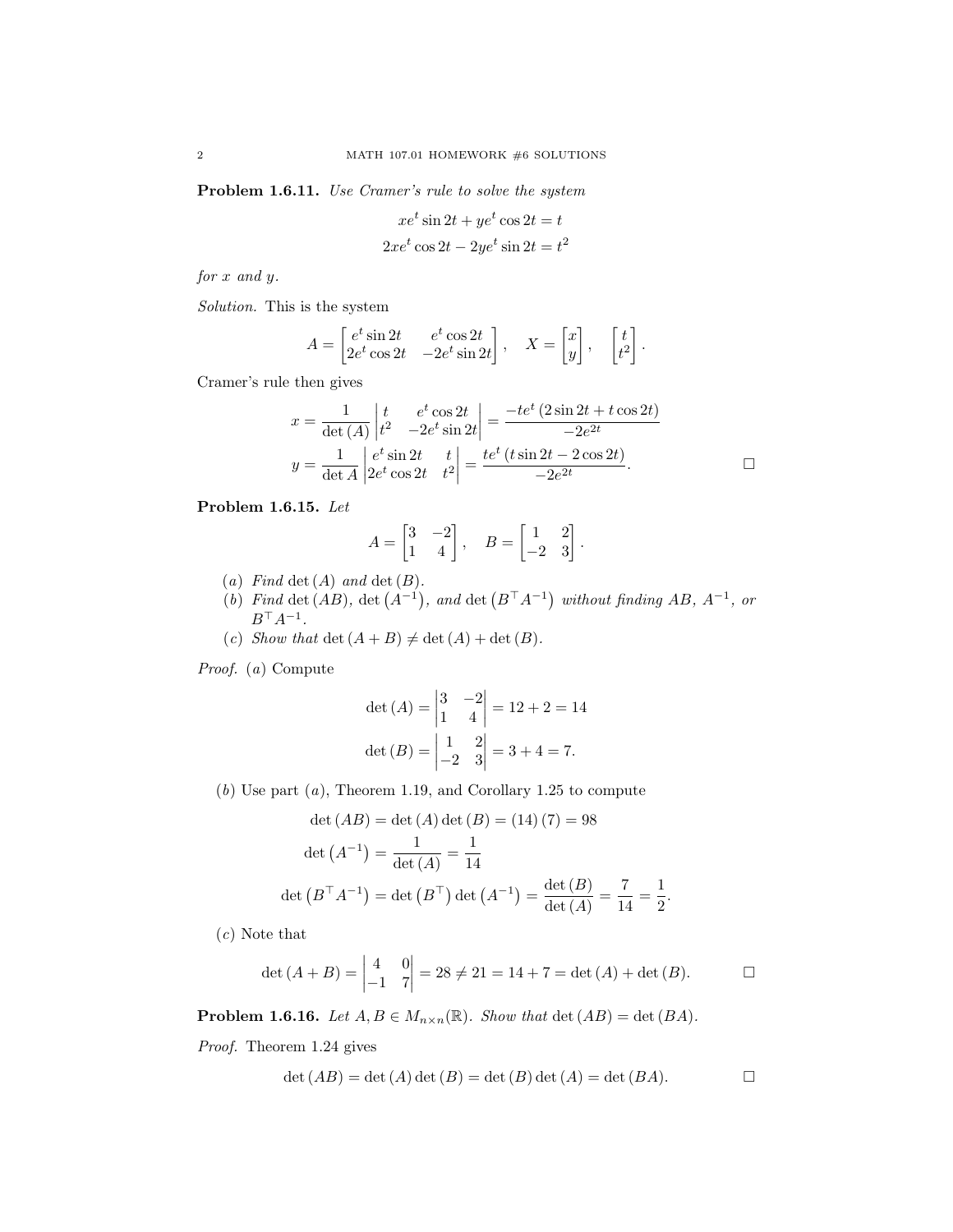**Problem 1.6.11.** *Use Cramer's rule to solve the system*

$$xe^t \sin 2t + ye^t \cos 2t = t$$
$$2xe^t \cos 2t - 2ye^t \sin 2t = t^2$$

*for $x$ and $y$.*

*Solution.* This is the system

$$A = \begin{bmatrix} e^t \sin 2t & e^t \cos 2t \\ 2e^t \cos 2t & -2e^t \sin 2t \end{bmatrix}, \quad X = \begin{bmatrix} x \\ y \end{bmatrix}, \quad \begin{bmatrix} t \\ t^2 \end{bmatrix}.$$

Cramer's rule then gives

$$x = \frac{1}{\det(A)} \begin{vmatrix} t & e^t \cos 2t \\ t^2 & -2e^t \sin 2t \end{vmatrix} = \frac{-te^t\left(2 \sin 2t + t \cos 2t\right)}{-2e^{2t}}$$
$$y = \frac{1}{\det A} \begin{vmatrix} e^t \sin 2t & t \\ 2e^t \cos 2t & t^2 \end{vmatrix} = \frac{te^t\left(t \sin 2t - 2 \cos 2t\right)}{-2e^{2t}}.$$

□

**Problem 1.6.15.** *Let*

$$A = \begin{bmatrix} 3 & -2 \\ 1 & 4 \end{bmatrix}, \quad B = \begin{bmatrix} 1 & 2 \\ -2 & 3 \end{bmatrix}.$$

(*a*) *Find* $\det(A)$ *and* $\det(B)$.

(*b*) *Find* $\det(AB)$, $\det\left(A^{-1}\right)$, *and* $\det\left(B^\top A^{-1}\right)$ *without finding* $AB$, $A^{-1}$, *or* $B^\top A^{-1}$.

(*c*) *Show that* $\det(A + B) \neq \det(A) + \det(B)$.

*Proof.* (*a*) Compute

$$\det(A) = \begin{vmatrix} 3 & -2 \\ 1 & 4 \end{vmatrix} = 12 + 2 = 14$$
$$\det(B) = \begin{vmatrix} 1 & 2 \\ -2 & 3 \end{vmatrix} = 3 + 4 = 7.$$

(*b*) Use part (*a*), Theorem 1.19, and Corollary 1.25 to compute

$$\det(AB) = \det(A)\det(B) = (14)(7) = 98$$
$$\det\left(A^{-1}\right) = \frac{1}{\det(A)} = \frac{1}{14}$$
$$\det\left(B^\top A^{-1}\right) = \det\left(B^\top\right)\det\left(A^{-1}\right) = \frac{\det(B)}{\det(A)} = \frac{7}{14} = \frac{1}{2}.$$

(*c*) Note that

$$\det(A + B) = \begin{vmatrix} 4 & 0 \\ -1 & 7 \end{vmatrix} = 28 \neq 21 = 14 + 7 = \det(A) + \det(B).$$

□

**Problem 1.6.16.** *Let $A, B \in M_{n \times n}(\mathbb{R})$. Show that* $\det(AB) = \det(BA)$.

*Proof.* Theorem 1.24 gives

$$\det(AB) = \det(A)\det(B) = \det(B)\det(A) = \det(BA).$$

□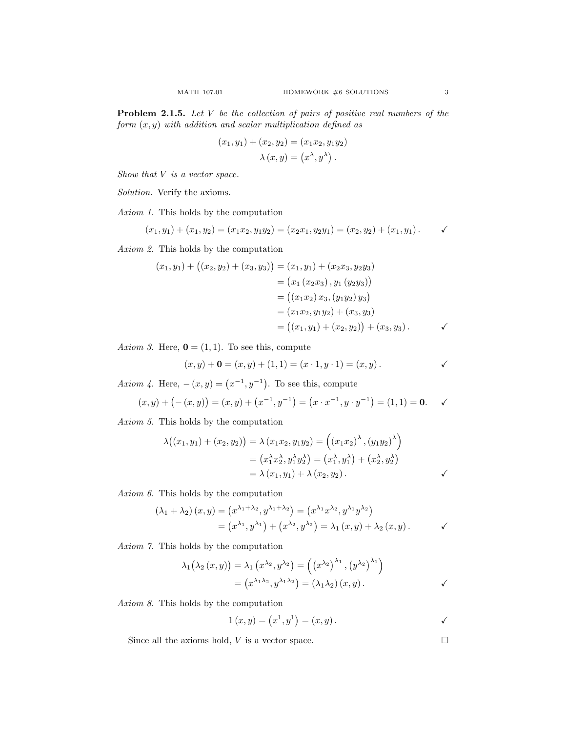**Problem 2.1.5.** *Let $V$ be the collection of pairs of positive real numbers of the form $(x, y)$ with addition and scalar multiplication defined as*

$$(x_1, y_1) + (x_2, y_2) = (x_1 x_2, y_1 y_2)$$
$$\lambda (x, y) = \left(x^\lambda, y^\lambda\right).$$

*Show that $V$ is a vector space.*

*Solution.* Verify the axioms.

*Axiom 1.* This holds by the computation

$$(x_1, y_1) + (x_1, y_2) = (x_1 x_2, y_1 y_2) = (x_2 x_1, y_2 y_1) = (x_2, y_2) + (x_1, y_1). \qquad \checkmark$$

*Axiom 2.* This holds by the computation

$$\begin{aligned}
(x_1, y_1) + \big((x_2, y_2) + (x_3, y_3)\big) &= (x_1, y_1) + (x_2 x_3, y_2 y_3) \\
&= \big(x_1 (x_2 x_3), y_1 (y_2 y_3)\big) \\
&= \big((x_1 x_2) x_3, (y_1 y_2) y_3\big) \\
&= (x_1 x_2, y_1 y_2) + (x_3, y_3) \\
&= \big((x_1, y_1) + (x_2, y_2)\big) + (x_3, y_3). \qquad \checkmark
\end{aligned}$$

*Axiom 3.* Here, $\mathbf{0} = (1, 1)$. To see this, compute

$$(x, y) + \mathbf{0} = (x, y) + (1, 1) = (x \cdot 1, y \cdot 1) = (x, y). \qquad \checkmark$$

*Axiom 4.* Here, $-(x, y) = \left(x^{-1}, y^{-1}\right)$. To see this, compute

$$(x, y) + \big(-(x, y)\big) = (x, y) + \left(x^{-1}, y^{-1}\right) = \left(x \cdot x^{-1}, y \cdot y^{-1}\right) = (1, 1) = \mathbf{0}. \qquad \checkmark$$

*Axiom 5.* This holds by the computation

$$\begin{aligned}
\lambda\big((x_1, y_1) + (x_2, y_2)\big) &= \lambda (x_1 x_2, y_1 y_2) = \Big((x_1 x_2)^\lambda, (y_1 y_2)^\lambda\Big) \\
&= \left(x_1^\lambda x_2^\lambda, y_1^\lambda y_2^\lambda\right) = \left(x_1^\lambda, y_1^\lambda\right) + \left(x_2^\lambda, y_2^\lambda\right) \\
&= \lambda (x_1, y_1) + \lambda (x_2, y_2). \qquad \checkmark
\end{aligned}$$

*Axiom 6.* This holds by the computation

$$\begin{aligned}
(\lambda_1 + \lambda_2)(x, y) &= \left(x^{\lambda_1 + \lambda_2}, y^{\lambda_1 + \lambda_2}\right) = \left(x^{\lambda_1} x^{\lambda_2}, y^{\lambda_1} y^{\lambda_2}\right) \\
&= \left(x^{\lambda_1}, y^{\lambda_1}\right) + \left(x^{\lambda_2}, y^{\lambda_2}\right) = \lambda_1 (x, y) + \lambda_2 (x, y). \qquad \checkmark
\end{aligned}$$

*Axiom 7.* This holds by the computation

$$\begin{aligned}
\lambda_1\big(\lambda_2 (x, y)\big) &= \lambda_1 \left(x^{\lambda_2}, y^{\lambda_2}\right) = \Big(\left(x^{\lambda_2}\right)^{\lambda_1}, \left(y^{\lambda_2}\right)^{\lambda_1}\Big) \\
&= \left(x^{\lambda_1 \lambda_2}, y^{\lambda_1 \lambda_2}\right) = (\lambda_1 \lambda_2)(x, y). \qquad \checkmark
\end{aligned}$$

*Axiom 8.* This holds by the computation

$$1 (x, y) = \left(x^1, y^1\right) = (x, y). \qquad \checkmark$$

Since all the axioms hold, $V$ is a vector space. $\square$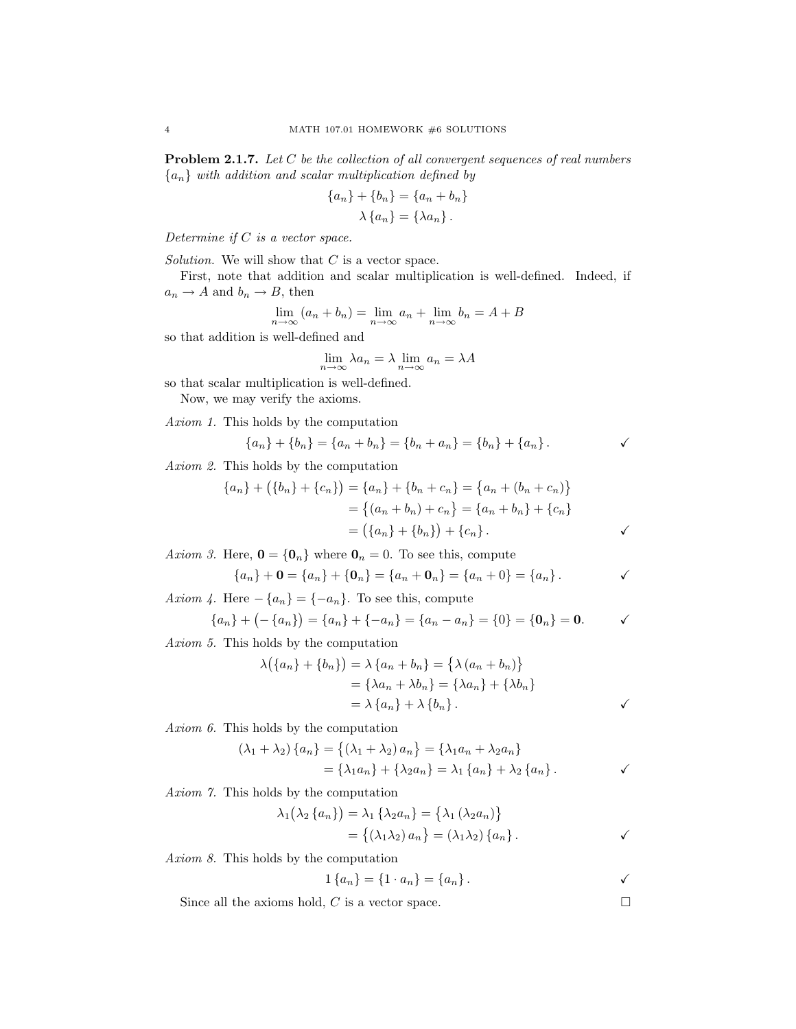**Problem 2.1.7.** *Let $C$ be the collection of all convergent sequences of real numbers $\{a_n\}$ with addition and scalar multiplication defined by*

$$\{a_n\} + \{b_n\} = \{a_n + b_n\}$$
$$\lambda \{a_n\} = \{\lambda a_n\}.$$

*Determine if $C$ is a vector space.*

*Solution.* We will show that $C$ is a vector space.

First, note that addition and scalar multiplication is well-defined. Indeed, if $a_n \to A$ and $b_n \to B$, then

$$\lim_{n\to\infty} (a_n + b_n) = \lim_{n\to\infty} a_n + \lim_{n\to\infty} b_n = A + B$$

so that addition is well-defined and

$$\lim_{n\to\infty} \lambda a_n = \lambda \lim_{n\to\infty} a_n = \lambda A$$

so that scalar multiplication is well-defined.

Now, we may verify the axioms.

*Axiom 1.* This holds by the computation

$$\{a_n\} + \{b_n\} = \{a_n + b_n\} = \{b_n + a_n\} = \{b_n\} + \{a_n\}. \qquad \checkmark$$

*Axiom 2.* This holds by the computation

$$\begin{aligned} \{a_n\} + \big(\{b_n\} + \{c_n\}\big) &= \{a_n\} + \{b_n + c_n\} = \big\{a_n + (b_n + c_n)\big\} \\ &= \big\{(a_n + b_n) + c_n\big\} = \{a_n + b_n\} + \{c_n\} \\ &= \big(\{a_n\} + \{b_n\}\big) + \{c_n\}. \qquad \checkmark \end{aligned}$$

*Axiom 3.* Here, $\mathbf{0} = \{\mathbf{0}_n\}$ where $\mathbf{0}_n = 0$. To see this, compute

$$\{a_n\} + \mathbf{0} = \{a_n\} + \{\mathbf{0}_n\} = \{a_n + \mathbf{0}_n\} = \{a_n + 0\} = \{a_n\}. \qquad \checkmark$$

*Axiom 4.* Here $-\{a_n\} = \{-a_n\}$. To see this, compute

$$\{a_n\} + \big(-\{a_n\}\big) = \{a_n\} + \{-a_n\} = \{a_n - a_n\} = \{0\} = \{\mathbf{0}_n\} = \mathbf{0}. \qquad \checkmark$$

*Axiom 5.* This holds by the computation

$$\begin{aligned} \lambda\big(\{a_n\} + \{b_n\}\big) &= \lambda \{a_n + b_n\} = \big\{\lambda (a_n + b_n)\big\} \\ &= \{\lambda a_n + \lambda b_n\} = \{\lambda a_n\} + \{\lambda b_n\} \\ &= \lambda \{a_n\} + \lambda \{b_n\}. \qquad \checkmark \end{aligned}$$

*Axiom 6.* This holds by the computation

$$\begin{aligned} (\lambda_1 + \lambda_2) \{a_n\} &= \big\{(\lambda_1 + \lambda_2) a_n\big\} = \{\lambda_1 a_n + \lambda_2 a_n\} \\ &= \{\lambda_1 a_n\} + \{\lambda_2 a_n\} = \lambda_1 \{a_n\} + \lambda_2 \{a_n\}. \qquad \checkmark \end{aligned}$$

*Axiom 7.* This holds by the computation

$$\begin{aligned} \lambda_1\big(\lambda_2 \{a_n\}\big) &= \lambda_1 \{\lambda_2 a_n\} = \big\{\lambda_1 (\lambda_2 a_n)\big\} \\ &= \big\{(\lambda_1 \lambda_2) a_n\big\} = (\lambda_1 \lambda_2) \{a_n\}. \qquad \checkmark \end{aligned}$$

*Axiom 8.* This holds by the computation

$$1 \{a_n\} = \{1 \cdot a_n\} = \{a_n\}. \qquad \checkmark$$

Since all the axioms hold, $C$ is a vector space. $\square$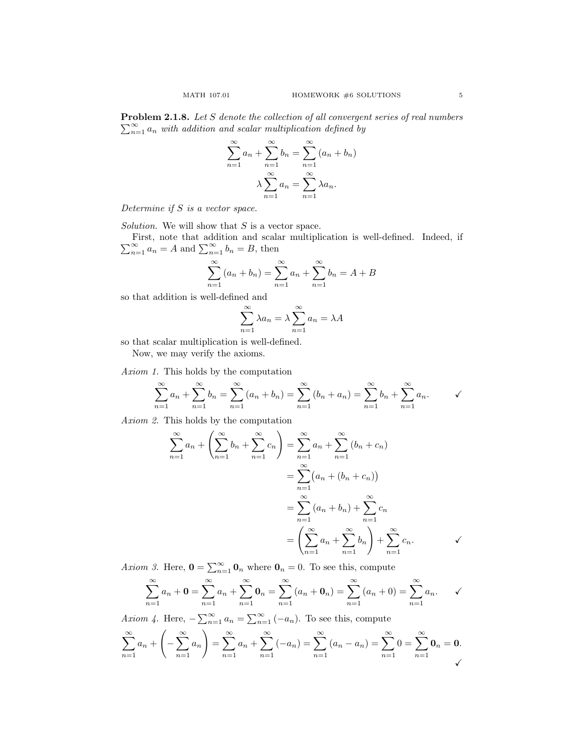**Problem 2.1.8.** *Let $S$ denote the collection of all convergent series of real numbers $\sum_{n=1}^{\infty} a_n$ with addition and scalar multiplication defined by*

$$\sum_{n=1}^{\infty} a_n + \sum_{n=1}^{\infty} b_n = \sum_{n=1}^{\infty} (a_n + b_n)$$

$$\lambda \sum_{n=1}^{\infty} a_n = \sum_{n=1}^{\infty} \lambda a_n.$$

*Determine if $S$ is a vector space.*

*Solution.* We will show that $S$ is a vector space.

First, note that addition and scalar multiplication is well-defined. Indeed, if $\sum_{n=1}^{\infty} a_n = A$ and $\sum_{n=1}^{\infty} b_n = B$, then

$$\sum_{n=1}^{\infty} (a_n + b_n) = \sum_{n=1}^{\infty} a_n + \sum_{n=1}^{\infty} b_n = A + B$$

so that addition is well-defined and

$$\sum_{n=1}^{\infty} \lambda a_n = \lambda \sum_{n=1}^{\infty} a_n = \lambda A$$

so that scalar multiplication is well-defined.

Now, we may verify the axioms.

*Axiom 1.* This holds by the computation

$$\sum_{n=1}^{\infty} a_n + \sum_{n=1}^{\infty} b_n = \sum_{n=1}^{\infty} (a_n + b_n) = \sum_{n=1}^{\infty} (b_n + a_n) = \sum_{n=1}^{\infty} b_n + \sum_{n=1}^{\infty} a_n. \qquad \checkmark$$

*Axiom 2.* This holds by the computation

$$\begin{aligned}
\sum_{n=1}^{\infty} a_n + \left( \sum_{n=1}^{\infty} b_n + \sum_{n=1}^{\infty} c_n \right) &= \sum_{n=1}^{\infty} a_n + \sum_{n=1}^{\infty} (b_n + c_n) \\
&= \sum_{n=1}^{\infty} \big(a_n + (b_n + c_n)\big) \\
&= \sum_{n=1}^{\infty} (a_n + b_n) + \sum_{n=1}^{\infty} c_n \\
&= \left( \sum_{n=1}^{\infty} a_n + \sum_{n=1}^{\infty} b_n \right) + \sum_{n=1}^{\infty} c_n. \qquad \checkmark
\end{aligned}$$

*Axiom 3.* Here, $\mathbf{0} = \sum_{n=1}^{\infty} \mathbf{0}_n$ where $\mathbf{0}_n = 0$. To see this, compute

$$\sum_{n=1}^{\infty} a_n + \mathbf{0} = \sum_{n=1}^{\infty} a_n + \sum_{n=1}^{\infty} \mathbf{0}_n = \sum_{n=1}^{\infty} (a_n + \mathbf{0}_n) = \sum_{n=1}^{\infty} (a_n + 0) = \sum_{n=1}^{\infty} a_n. \qquad \checkmark$$

*Axiom 4.* Here, $-\sum_{n=1}^{\infty} a_n = \sum_{n=1}^{\infty} (-a_n)$. To see this, compute

$$\sum_{n=1}^{\infty} a_n + \left( -\sum_{n=1}^{\infty} a_n \right) = \sum_{n=1}^{\infty} a_n + \sum_{n=1}^{\infty} (-a_n) = \sum_{n=1}^{\infty} (a_n - a_n) = \sum_{n=1}^{\infty} 0 = \sum_{n=1}^{\infty} \mathbf{0}_n = \mathbf{0}.$$

$\checkmark$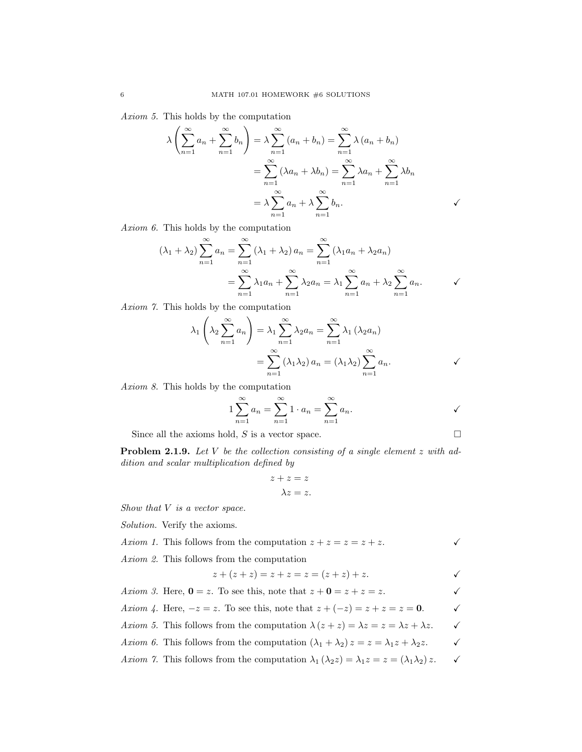*Axiom 5.* This holds by the computation

$$\begin{aligned}
\lambda\left(\sum_{n=1}^{\infty} a_n + \sum_{n=1}^{\infty} b_n\right) &= \lambda \sum_{n=1}^{\infty}\left(a_n + b_n\right) = \sum_{n=1}^{\infty} \lambda\left(a_n + b_n\right) \\
&= \sum_{n=1}^{\infty}\left(\lambda a_n + \lambda b_n\right) = \sum_{n=1}^{\infty} \lambda a_n + \sum_{n=1}^{\infty} \lambda b_n \\
&= \lambda \sum_{n=1}^{\infty} a_n + \lambda \sum_{n=1}^{\infty} b_n. \qquad \checkmark
\end{aligned}$$

*Axiom 6.* This holds by the computation

$$\begin{aligned}
\left(\lambda_1 + \lambda_2\right) \sum_{n=1}^{\infty} a_n &= \sum_{n=1}^{\infty}\left(\lambda_1 + \lambda_2\right) a_n = \sum_{n=1}^{\infty}\left(\lambda_1 a_n + \lambda_2 a_n\right) \\
&= \sum_{n=1}^{\infty} \lambda_1 a_n + \sum_{n=1}^{\infty} \lambda_2 a_n = \lambda_1 \sum_{n=1}^{\infty} a_n + \lambda_2 \sum_{n=1}^{\infty} a_n. \qquad \checkmark
\end{aligned}$$

*Axiom 7.* This holds by the computation

$$\begin{aligned}
\lambda_1\left(\lambda_2 \sum_{n=1}^{\infty} a_n\right) &= \lambda_1 \sum_{n=1}^{\infty} \lambda_2 a_n = \sum_{n=1}^{\infty} \lambda_1\left(\lambda_2 a_n\right) \\
&= \sum_{n=1}^{\infty}\left(\lambda_1 \lambda_2\right) a_n = \left(\lambda_1 \lambda_2\right) \sum_{n=1}^{\infty} a_n. \qquad \checkmark
\end{aligned}$$

*Axiom 8.* This holds by the computation

$$1 \sum_{n=1}^{\infty} a_n = \sum_{n=1}^{\infty} 1 \cdot a_n = \sum_{n=1}^{\infty} a_n. \qquad \checkmark$$

Since all the axioms hold, $S$ is a vector space. □

**Problem 2.1.9.** *Let $V$ be the collection consisting of a single element $z$ with addition and scalar multiplication defined by*

$$\begin{aligned}
z + z &= z \\
\lambda z &= z.
\end{aligned}$$

*Show that $V$ is a vector space.*

*Solution.* Verify the axioms.

*Axiom 1.* This follows from the computation $z + z = z = z + z$. ✓

*Axiom 2.* This follows from the computation

$$z + (z + z) = z + z = z = (z + z) + z. \qquad \checkmark$$

*Axiom 3.* Here, $\mathbf{0} = z$. To see this, note that $z + \mathbf{0} = z + z = z$. ✓

*Axiom 4.* Here, $-z = z$. To see this, note that $z + (-z) = z + z = z = \mathbf{0}$. ✓

*Axiom 5.* This follows from the computation $\lambda\left(z + z\right) = \lambda z = z = \lambda z + \lambda z$. ✓

*Axiom 6.* This follows from the computation $\left(\lambda_1 + \lambda_2\right) z = z = \lambda_1 z + \lambda_2 z$. ✓

*Axiom 7.* This follows from the computation $\lambda_1\left(\lambda_2 z\right) = \lambda_1 z = z = \left(\lambda_1 \lambda_2\right) z$. ✓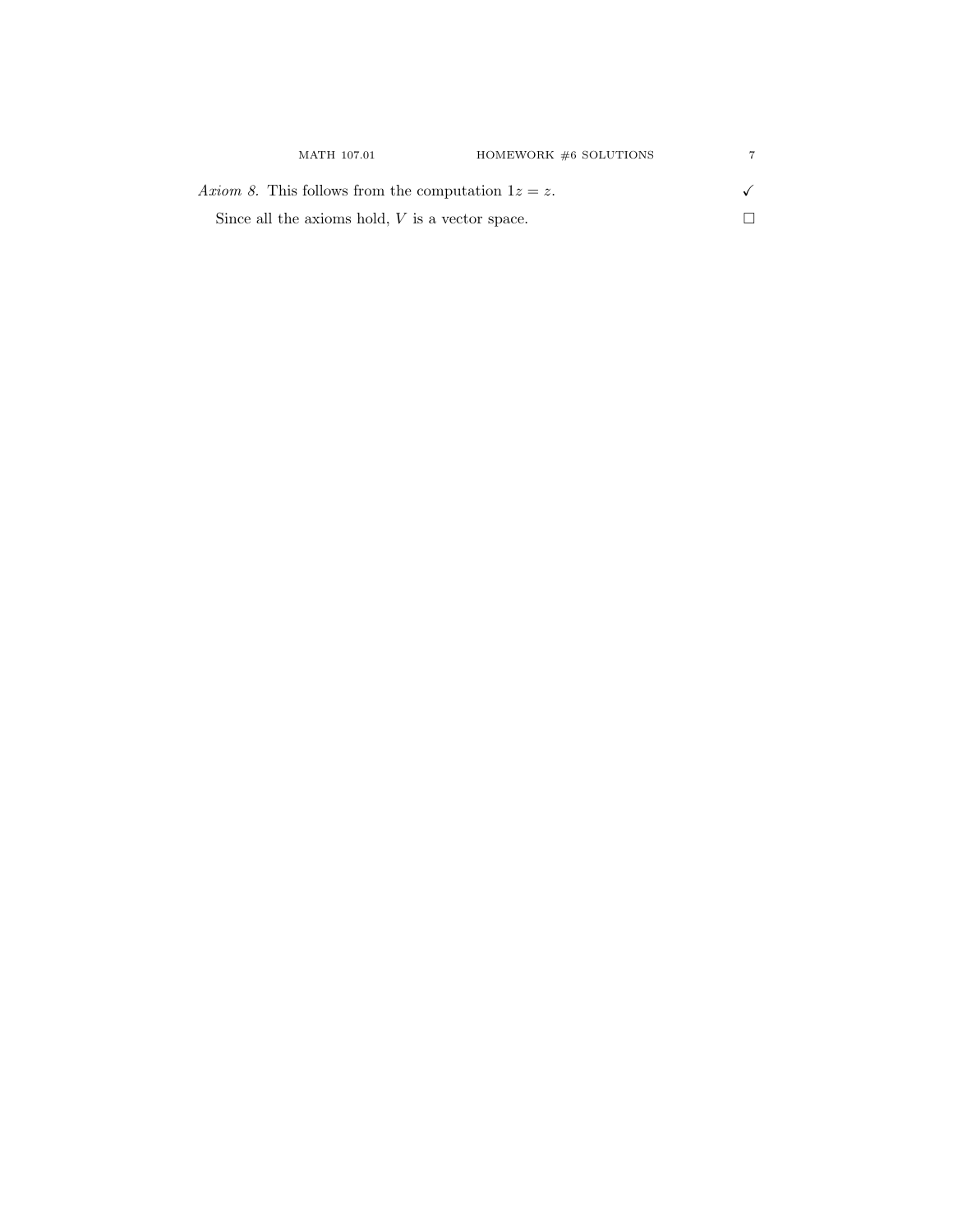*Axiom 8.* This follows from the computation $1z = z$. ✓

Since all the axioms hold, $V$ is a vector space. □